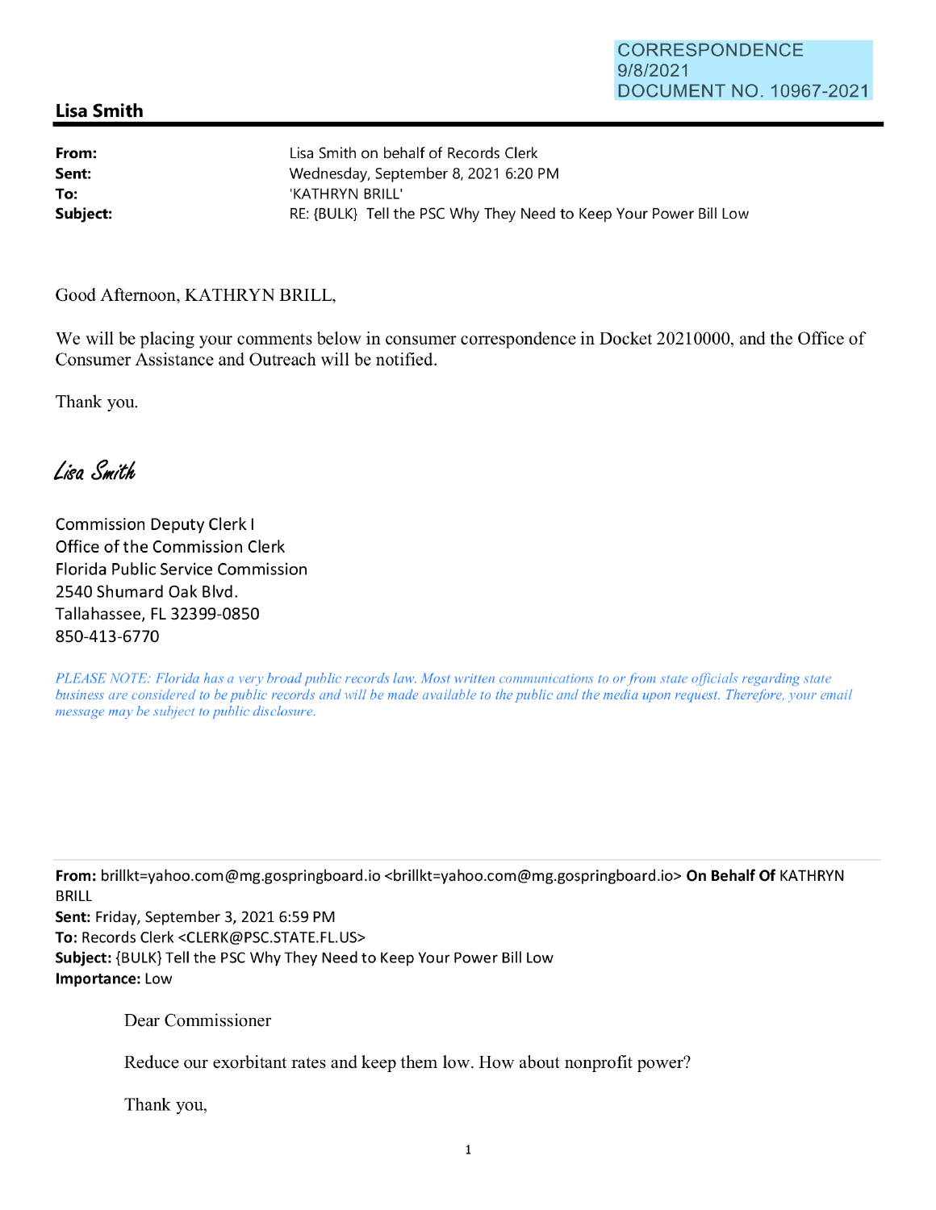CORRESPONDENCE
9/8/2021
DOCUMENT NO. 10967-2021

## Lisa Smith

| | |
|---|---|
| **From:** | Lisa Smith on behalf of Records Clerk |
| **Sent:** | Wednesday, September 8, 2021 6:20 PM |
| **To:** | 'KATHRYN BRILL' |
| **Subject:** | RE: {BULK} Tell the PSC Why They Need to Keep Your Power Bill Low |

Good Afternoon, KATHRYN BRILL,

We will be placing your comments below in consumer correspondence in Docket 20210000, and the Office of Consumer Assistance and Outreach will be notified.

Thank you.

*Lisa Smith*

Commission Deputy Clerk I
Office of the Commission Clerk
Florida Public Service Commission
2540 Shumard Oak Blvd.
Tallahassee, FL 32399-0850
850-413-6770

*PLEASE NOTE: Florida has a very broad public records law. Most written communications to or from state officials regarding state business are considered to be public records and will be made available to the public and the media upon request. Therefore, your email message may be subject to public disclosure.*

---

**From:** brillkt=yahoo.com@mg.gospringboard.io <brillkt=yahoo.com@mg.gospringboard.io> **On Behalf Of** KATHRYN BRILL
**Sent:** Friday, September 3, 2021 6:59 PM
**To:** Records Clerk <CLERK@PSC.STATE.FL.US>
**Subject:** {BULK} Tell the PSC Why They Need to Keep Your Power Bill Low
**Importance:** Low

Dear Commissioner

Reduce our exorbitant rates and keep them low. How about nonprofit power?

Thank you,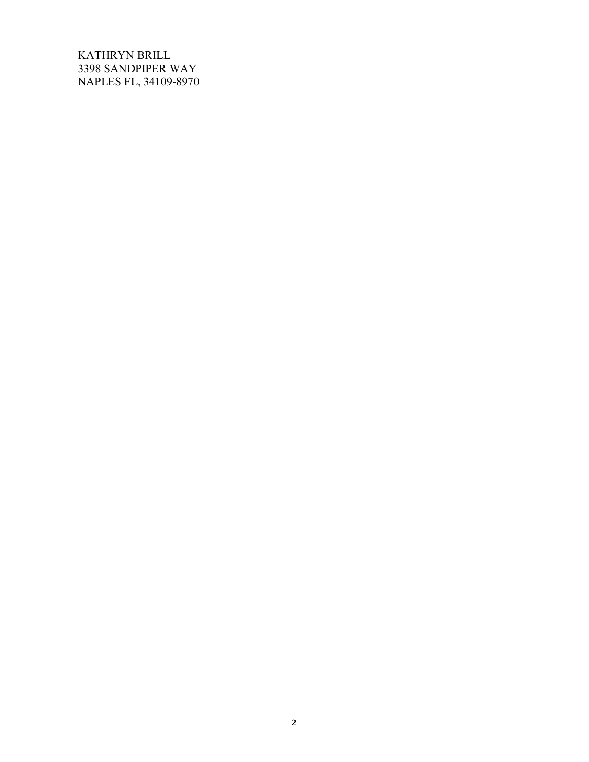KATHRYN BRILL
3398 SANDPIPER WAY
NAPLES FL, 34109-8970